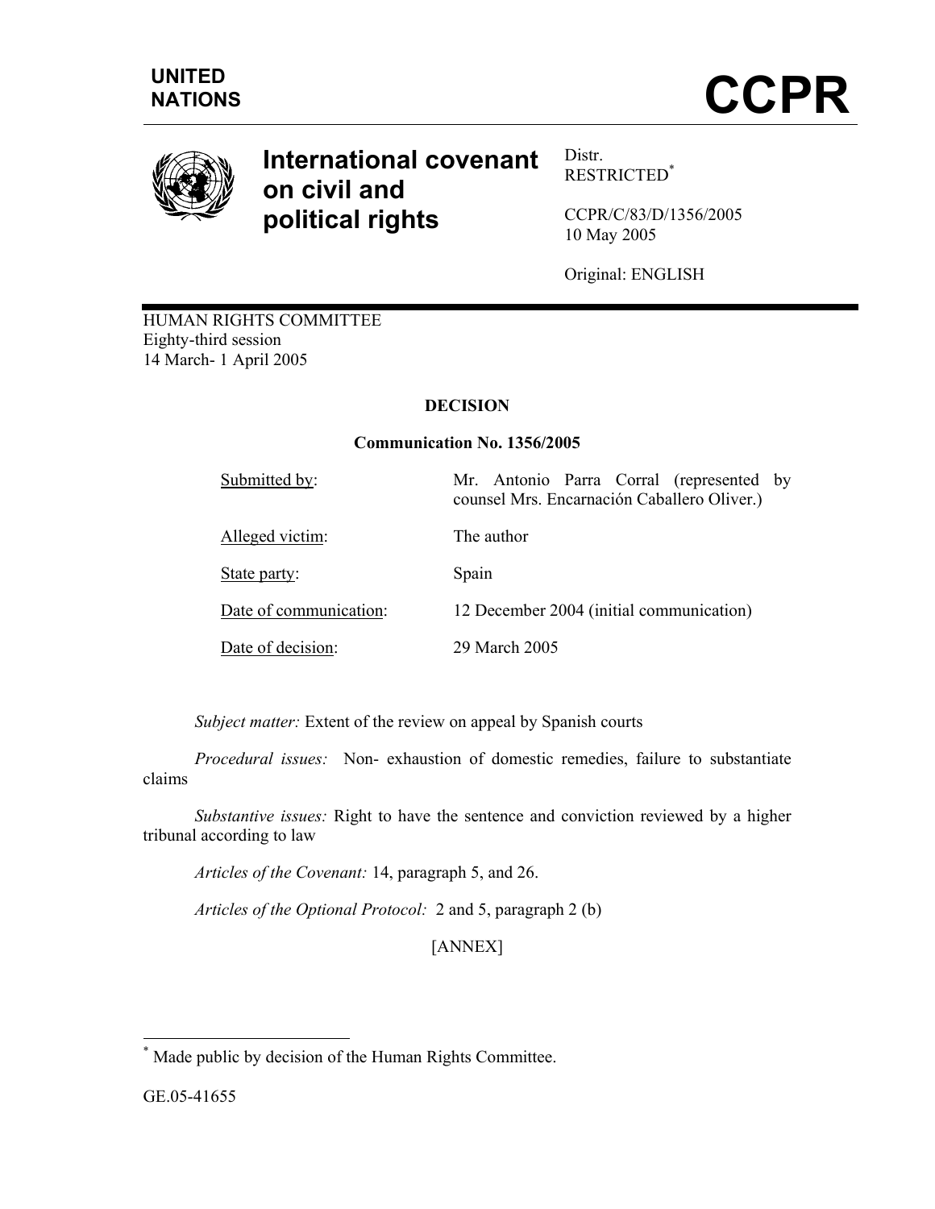UNITED NATIONS

# CCPR

## International covenant on civil and political rights

Distr.
RESTRICTED*

CCPR/C/83/D/1356/2005
10 May 2005

Original: ENGLISH

HUMAN RIGHTS COMMITTEE
Eighty-third session
14 March- 1 April 2005

**DECISION**

**Communication No. 1356/2005**

| | |
|---|---|
| Submitted by: | Mr. Antonio Parra Corral (represented by counsel Mrs. Encarnación Caballero Oliver.) |
| Alleged victim: | The author |
| State party: | Spain |
| Date of communication: | 12 December 2004 (initial communication) |
| Date of decision: | 29 March 2005 |

*Subject matter:* Extent of the review on appeal by Spanish courts

*Procedural issues:* Non- exhaustion of domestic remedies, failure to substantiate claims

*Substantive issues:* Right to have the sentence and conviction reviewed by a higher tribunal according to law

*Articles of the Covenant:* 14, paragraph 5, and 26.

*Articles of the Optional Protocol:* 2 and 5, paragraph 2 (b)

[ANNEX]

---

* Made public by decision of the Human Rights Committee.

GE.05-41655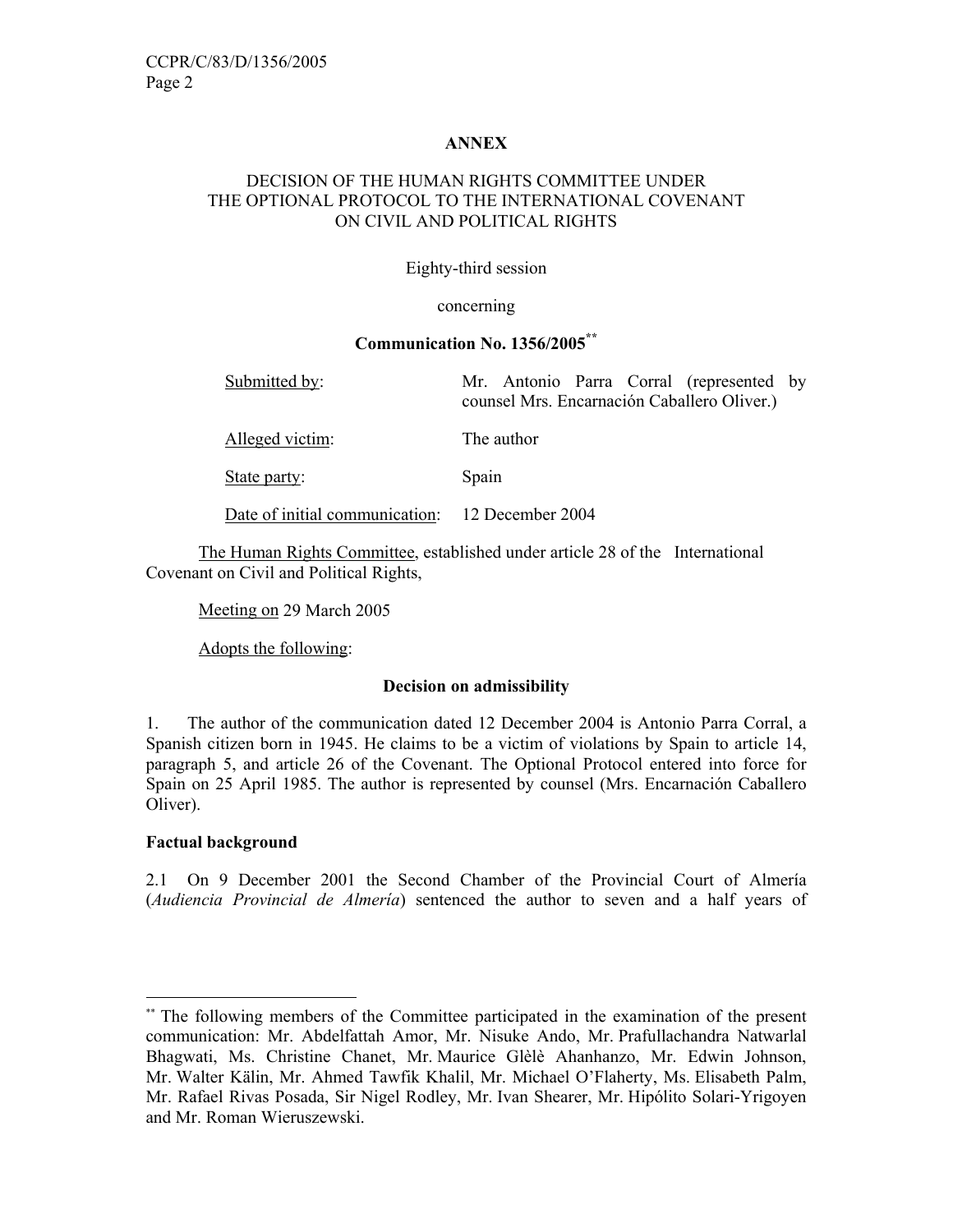**ANNEX**

DECISION OF THE HUMAN RIGHTS COMMITTEE UNDER THE OPTIONAL PROTOCOL TO THE INTERNATIONAL COVENANT ON CIVIL AND POLITICAL RIGHTS

Eighty-third session

concerning

**Communication No. 1356/2005**[**]

| | |
|---|---|
| Submitted by: | Mr. Antonio Parra Corral (represented by counsel Mrs. Encarnación Caballero Oliver.) |
| Alleged victim: | The author |
| State party: | Spain |
| Date of initial communication: | 12 December 2004 |

The Human Rights Committee, established under article 28 of the International Covenant on Civil and Political Rights,

Meeting on 29 March 2005

Adopts the following:

**Decision on admissibility**

1. The author of the communication dated 12 December 2004 is Antonio Parra Corral, a Spanish citizen born in 1945. He claims to be a victim of violations by Spain to article 14, paragraph 5, and article 26 of the Covenant. The Optional Protocol entered into force for Spain on 25 April 1985. The author is represented by counsel (Mrs. Encarnación Caballero Oliver).

**Factual background**

2.1 On 9 December 2001 the Second Chamber of the Provincial Court of Almería (*Audiencia Provincial de Almería*) sentenced the author to seven and a half years of

---

[**] The following members of the Committee participated in the examination of the present communication: Mr. Abdelfattah Amor, Mr. Nisuke Ando, Mr. Prafullachandra Natwarlal Bhagwati, Ms. Christine Chanet, Mr. Maurice Glèlè Ahanhanzo, Mr. Edwin Johnson, Mr. Walter Kälin, Mr. Ahmed Tawfik Khalil, Mr. Michael O'Flaherty, Ms. Elisabeth Palm, Mr. Rafael Rivas Posada, Sir Nigel Rodley, Mr. Ivan Shearer, Mr. Hipólito Solari-Yrigoyen and Mr. Roman Wieruszewski.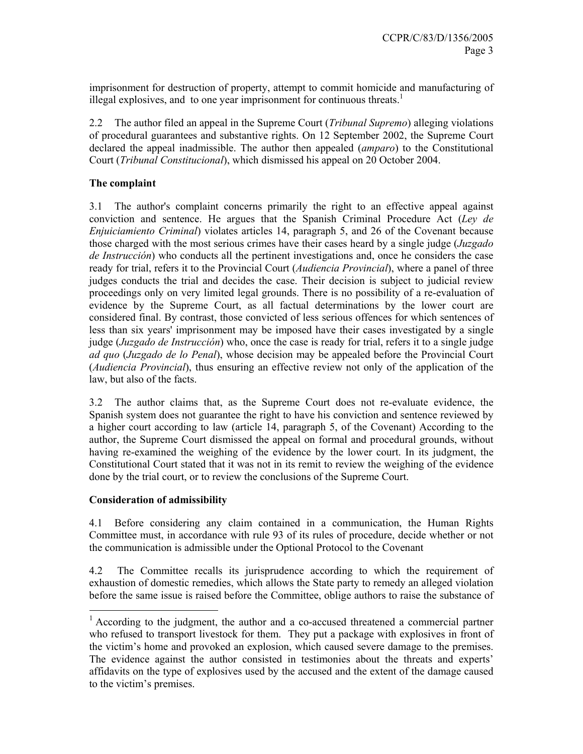imprisonment for destruction of property, attempt to commit homicide and manufacturing of illegal explosives, and to one year imprisonment for continuous threats.[1]

2.2 The author filed an appeal in the Supreme Court (*Tribunal Supremo*) alleging violations of procedural guarantees and substantive rights. On 12 September 2002, the Supreme Court declared the appeal inadmissible. The author then appealed (*amparo*) to the Constitutional Court (*Tribunal Constitucional*), which dismissed his appeal on 20 October 2004.

**The complaint**

3.1 The author's complaint concerns primarily the right to an effective appeal against conviction and sentence. He argues that the Spanish Criminal Procedure Act (*Ley de Enjuiciamiento Criminal*) violates articles 14, paragraph 5, and 26 of the Covenant because those charged with the most serious crimes have their cases heard by a single judge (*Juzgado de Instrucción*) who conducts all the pertinent investigations and, once he considers the case ready for trial, refers it to the Provincial Court (*Audiencia Provincial*), where a panel of three judges conducts the trial and decides the case. Their decision is subject to judicial review proceedings only on very limited legal grounds. There is no possibility of a re-evaluation of evidence by the Supreme Court, as all factual determinations by the lower court are considered final. By contrast, those convicted of less serious offences for which sentences of less than six years' imprisonment may be imposed have their cases investigated by a single judge (*Juzgado de Instrucción*) who, once the case is ready for trial, refers it to a single judge *ad quo* (*Juzgado de lo Penal*), whose decision may be appealed before the Provincial Court (*Audiencia Provincial*), thus ensuring an effective review not only of the application of the law, but also of the facts.

3.2 The author claims that, as the Supreme Court does not re-evaluate evidence, the Spanish system does not guarantee the right to have his conviction and sentence reviewed by a higher court according to law (article 14, paragraph 5, of the Covenant) According to the author, the Supreme Court dismissed the appeal on formal and procedural grounds, without having re-examined the weighing of the evidence by the lower court. In its judgment, the Constitutional Court stated that it was not in its remit to review the weighing of the evidence done by the trial court, or to review the conclusions of the Supreme Court.

**Consideration of admissibility**

4.1 Before considering any claim contained in a communication, the Human Rights Committee must, in accordance with rule 93 of its rules of procedure, decide whether or not the communication is admissible under the Optional Protocol to the Covenant

4.2 The Committee recalls its jurisprudence according to which the requirement of exhaustion of domestic remedies, which allows the State party to remedy an alleged violation before the same issue is raised before the Committee, oblige authors to raise the substance of

---

[1] According to the judgment, the author and a co-accused threatened a commercial partner who refused to transport livestock for them. They put a package with explosives in front of the victim's home and provoked an explosion, which caused severe damage to the premises. The evidence against the author consisted in testimonies about the threats and experts' affidavits on the type of explosives used by the accused and the extent of the damage caused to the victim's premises.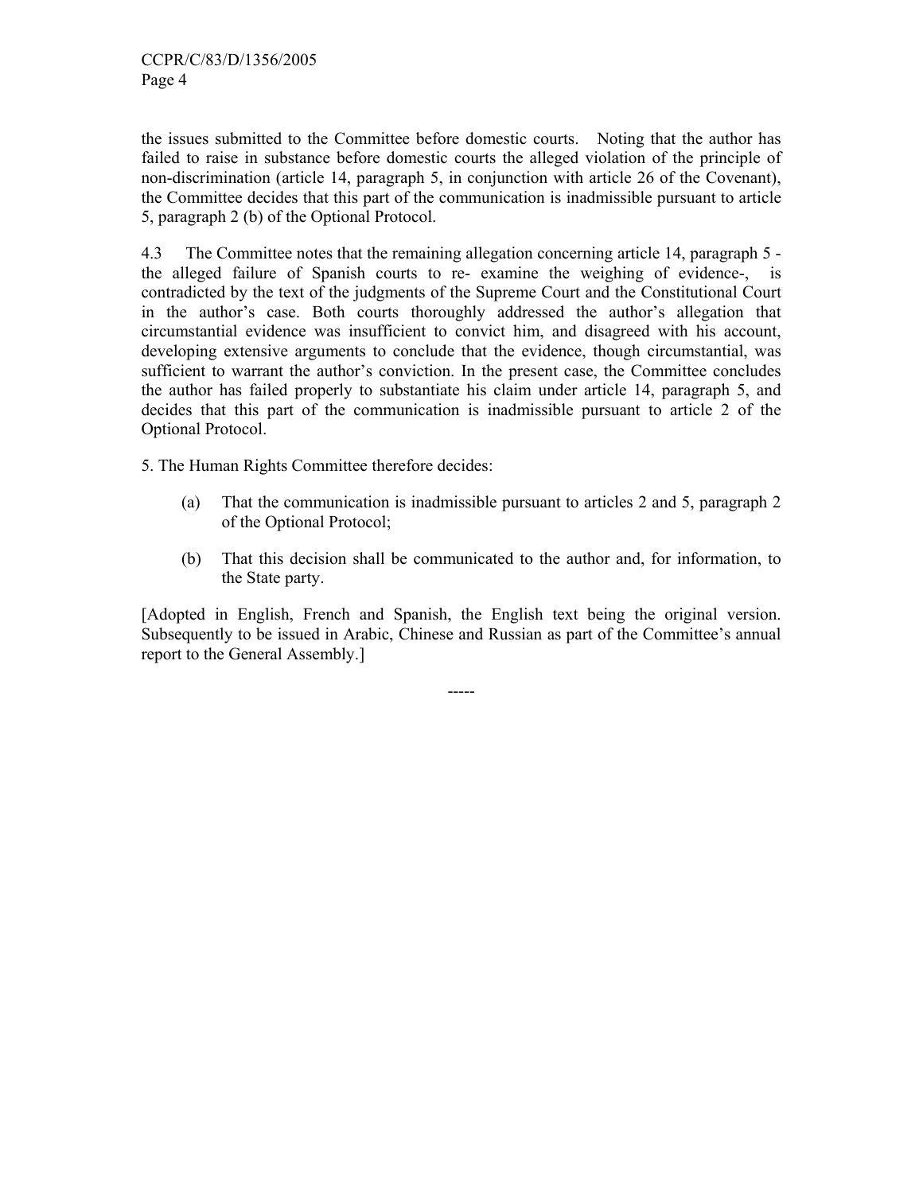the issues submitted to the Committee before domestic courts. Noting that the author has failed to raise in substance before domestic courts the alleged violation of the principle of non-discrimination (article 14, paragraph 5, in conjunction with article 26 of the Covenant), the Committee decides that this part of the communication is inadmissible pursuant to article 5, paragraph 2 (b) of the Optional Protocol.

4.3 The Committee notes that the remaining allegation concerning article 14, paragraph 5 - the alleged failure of Spanish courts to re- examine the weighing of evidence-, is contradicted by the text of the judgments of the Supreme Court and the Constitutional Court in the author's case. Both courts thoroughly addressed the author's allegation that circumstantial evidence was insufficient to convict him, and disagreed with his account, developing extensive arguments to conclude that the evidence, though circumstantial, was sufficient to warrant the author's conviction. In the present case, the Committee concludes the author has failed properly to substantiate his claim under article 14, paragraph 5, and decides that this part of the communication is inadmissible pursuant to article 2 of the Optional Protocol.

5. The Human Rights Committee therefore decides:

(a) That the communication is inadmissible pursuant to articles 2 and 5, paragraph 2 of the Optional Protocol;

(b) That this decision shall be communicated to the author and, for information, to the State party.

[Adopted in English, French and Spanish, the English text being the original version. Subsequently to be issued in Arabic, Chinese and Russian as part of the Committee's annual report to the General Assembly.]

-----